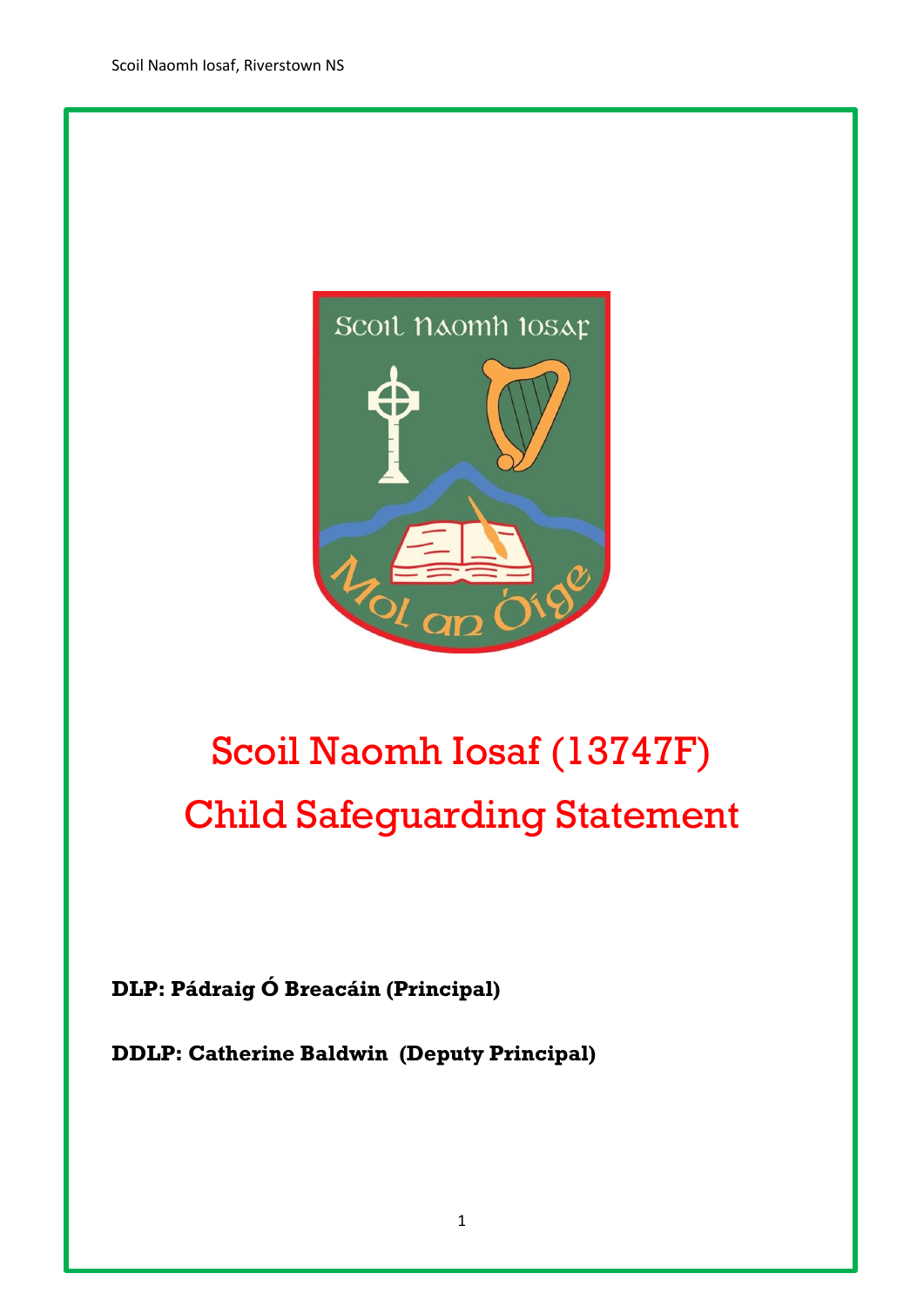# Scoil Naomh Iosaf (13747F)

# Child Safeguarding Statement

**DLP: Pádraig Ó Breacáin (Principal)**

**DDLP: Catherine Baldwin (Deputy Principal)**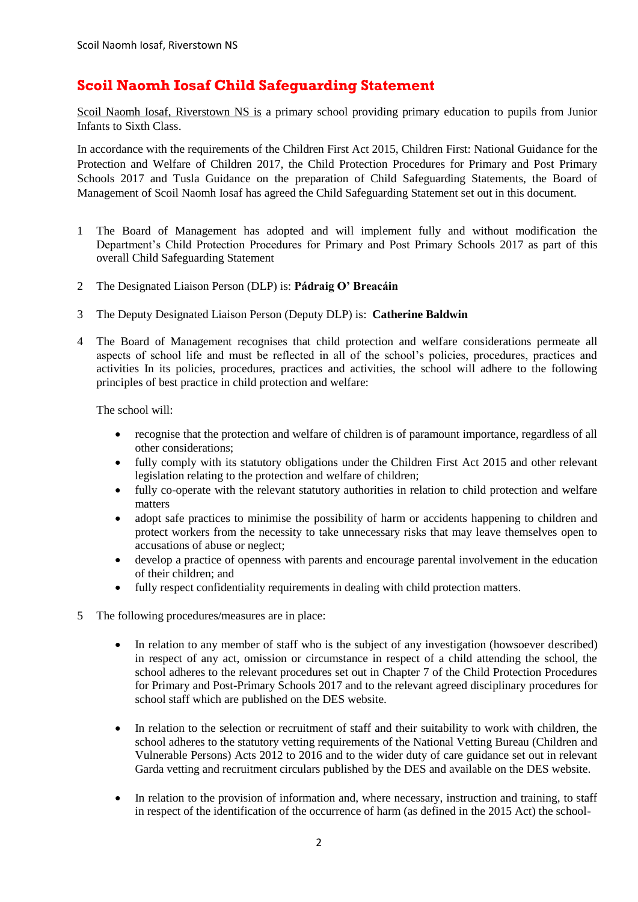# Scoil Naomh Iosaf Child Safeguarding Statement

Scoil Naomh Iosaf, Riverstown NS is a primary school providing primary education to pupils from Junior Infants to Sixth Class.

In accordance with the requirements of the Children First Act 2015, Children First: National Guidance for the Protection and Welfare of Children 2017, the Child Protection Procedures for Primary and Post Primary Schools 2017 and Tusla Guidance on the preparation of Child Safeguarding Statements, the Board of Management of Scoil Naomh Iosaf has agreed the Child Safeguarding Statement set out in this document.

1 The Board of Management has adopted and will implement fully and without modification the Department's Child Protection Procedures for Primary and Post Primary Schools 2017 as part of this overall Child Safeguarding Statement

2 The Designated Liaison Person (DLP) is: **Pádraig O' Breacáin**

3 The Deputy Designated Liaison Person (Deputy DLP) is: **Catherine Baldwin**

4 The Board of Management recognises that child protection and welfare considerations permeate all aspects of school life and must be reflected in all of the school's policies, procedures, practices and activities In its policies, procedures, practices and activities, the school will adhere to the following principles of best practice in child protection and welfare:

The school will:

- recognise that the protection and welfare of children is of paramount importance, regardless of all other considerations;
- fully comply with its statutory obligations under the Children First Act 2015 and other relevant legislation relating to the protection and welfare of children;
- fully co-operate with the relevant statutory authorities in relation to child protection and welfare matters
- adopt safe practices to minimise the possibility of harm or accidents happening to children and protect workers from the necessity to take unnecessary risks that may leave themselves open to accusations of abuse or neglect;
- develop a practice of openness with parents and encourage parental involvement in the education of their children; and
- fully respect confidentiality requirements in dealing with child protection matters.

5 The following procedures/measures are in place:

- In relation to any member of staff who is the subject of any investigation (howsoever described) in respect of any act, omission or circumstance in respect of a child attending the school, the school adheres to the relevant procedures set out in Chapter 7 of the Child Protection Procedures for Primary and Post-Primary Schools 2017 and to the relevant agreed disciplinary procedures for school staff which are published on the DES website.

- In relation to the selection or recruitment of staff and their suitability to work with children, the school adheres to the statutory vetting requirements of the National Vetting Bureau (Children and Vulnerable Persons) Acts 2012 to 2016 and to the wider duty of care guidance set out in relevant Garda vetting and recruitment circulars published by the DES and available on the DES website.

- In relation to the provision of information and, where necessary, instruction and training, to staff in respect of the identification of the occurrence of harm (as defined in the 2015 Act) the school-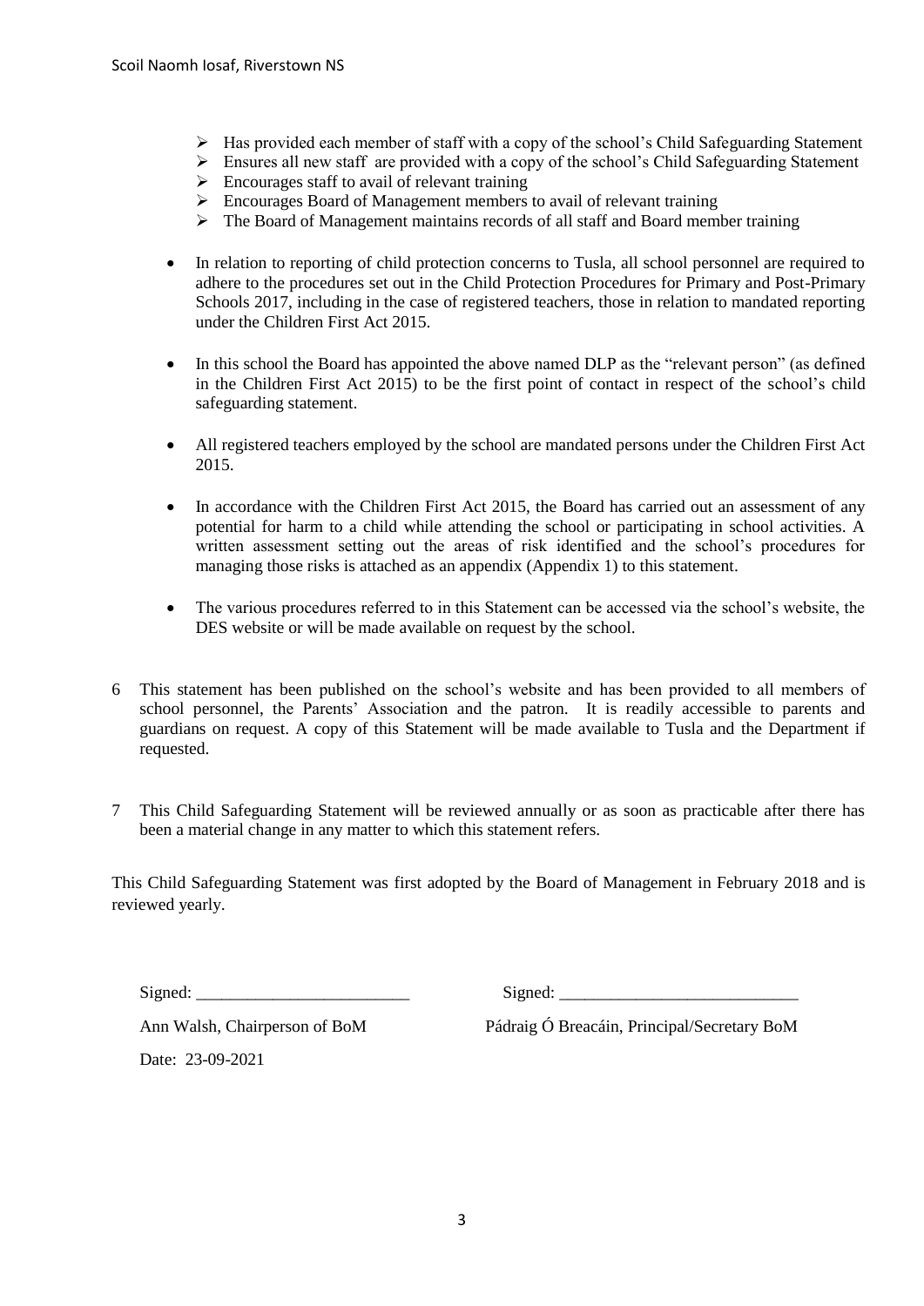- Has provided each member of staff with a copy of the school's Child Safeguarding Statement
- Ensures all new staff are provided with a copy of the school's Child Safeguarding Statement
- Encourages staff to avail of relevant training
- Encourages Board of Management members to avail of relevant training
- The Board of Management maintains records of all staff and Board member training

- In relation to reporting of child protection concerns to Tusla, all school personnel are required to adhere to the procedures set out in the Child Protection Procedures for Primary and Post-Primary Schools 2017, including in the case of registered teachers, those in relation to mandated reporting under the Children First Act 2015.

- In this school the Board has appointed the above named DLP as the "relevant person" (as defined in the Children First Act 2015) to be the first point of contact in respect of the school's child safeguarding statement.

- All registered teachers employed by the school are mandated persons under the Children First Act 2015.

- In accordance with the Children First Act 2015, the Board has carried out an assessment of any potential for harm to a child while attending the school or participating in school activities. A written assessment setting out the areas of risk identified and the school's procedures for managing those risks is attached as an appendix (Appendix 1) to this statement.

- The various procedures referred to in this Statement can be accessed via the school's website, the DES website or will be made available on request by the school.

6 This statement has been published on the school's website and has been provided to all members of school personnel, the Parents' Association and the patron. It is readily accessible to parents and guardians on request. A copy of this Statement will be made available to Tusla and the Department if requested.

7 This Child Safeguarding Statement will be reviewed annually or as soon as practicable after there has been a material change in any matter to which this statement refers.

This Child Safeguarding Statement was first adopted by the Board of Management in February 2018 and is reviewed yearly.

Signed: ________________________ Signed: ___________________________

Ann Walsh, Chairperson of BoM Pádraig Ó Breacáin, Principal/Secretary BoM

Date: 23-09-2021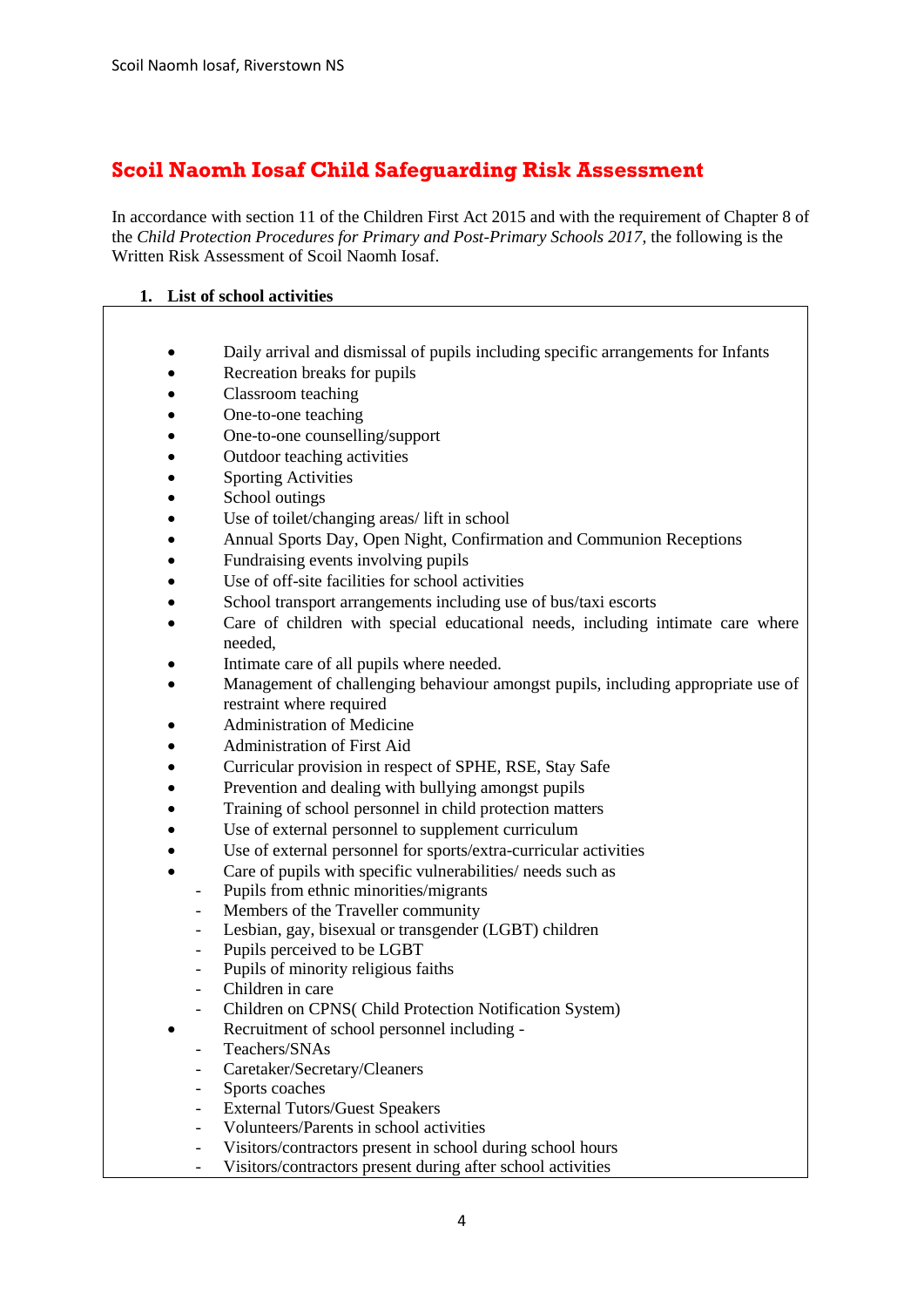# Scoil Naomh Iosaf Child Safeguarding Risk Assessment

In accordance with section 11 of the Children First Act 2015 and with the requirement of Chapter 8 of the *Child Protection Procedures for Primary and Post-Primary Schools 2017*, the following is the Written Risk Assessment of Scoil Naomh Iosaf.

## 1. List of school activities

- Daily arrival and dismissal of pupils including specific arrangements for Infants
- Recreation breaks for pupils
- Classroom teaching
- One-to-one teaching
- One-to-one counselling/support
- Outdoor teaching activities
- Sporting Activities
- School outings
- Use of toilet/changing areas/ lift in school
- Annual Sports Day, Open Night, Confirmation and Communion Receptions
- Fundraising events involving pupils
- Use of off-site facilities for school activities
- School transport arrangements including use of bus/taxi escorts
- Care of children with special educational needs, including intimate care where needed,
- Intimate care of all pupils where needed.
- Management of challenging behaviour amongst pupils, including appropriate use of restraint where required
- Administration of Medicine
- Administration of First Aid
- Curricular provision in respect of SPHE, RSE, Stay Safe
- Prevention and dealing with bullying amongst pupils
- Training of school personnel in child protection matters
- Use of external personnel to supplement curriculum
- Use of external personnel for sports/extra-curricular activities
- Care of pupils with specific vulnerabilities/ needs such as
  - Pupils from ethnic minorities/migrants
  - Members of the Traveller community
  - Lesbian, gay, bisexual or transgender (LGBT) children
  - Pupils perceived to be LGBT
  - Pupils of minority religious faiths
  - Children in care
  - Children on CPNS( Child Protection Notification System)
- Recruitment of school personnel including -
  - Teachers/SNAs
  - Caretaker/Secretary/Cleaners
  - Sports coaches
  - External Tutors/Guest Speakers
  - Volunteers/Parents in school activities
  - Visitors/contractors present in school during school hours
  - Visitors/contractors present during after school activities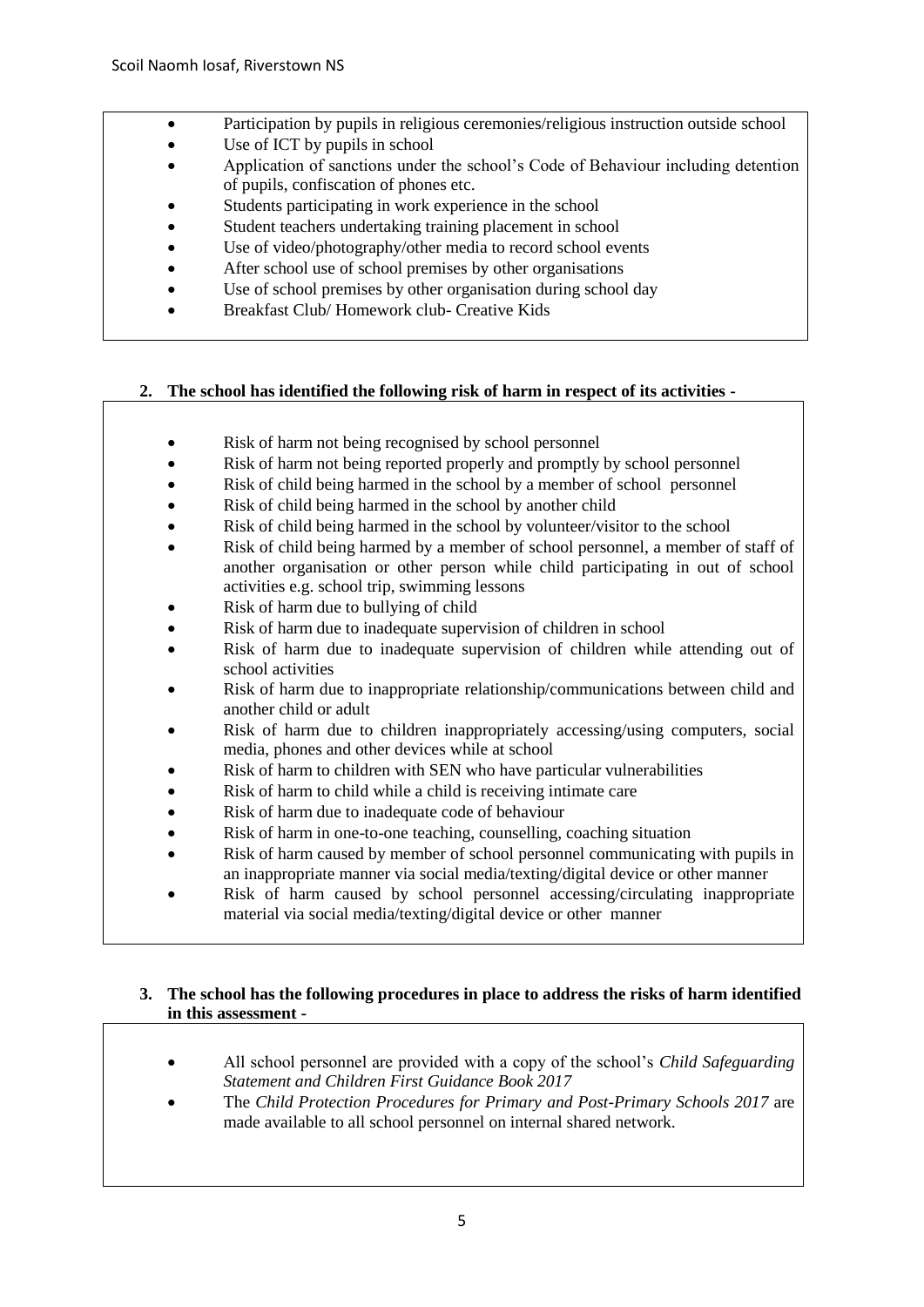- Participation by pupils in religious ceremonies/religious instruction outside school
- Use of ICT by pupils in school
- Application of sanctions under the school's Code of Behaviour including detention of pupils, confiscation of phones etc.
- Students participating in work experience in the school
- Student teachers undertaking training placement in school
- Use of video/photography/other media to record school events
- After school use of school premises by other organisations
- Use of school premises by other organisation during school day
- Breakfast Club/ Homework club- Creative Kids

**2. The school has identified the following risk of harm in respect of its activities -**

- Risk of harm not being recognised by school personnel
- Risk of harm not being reported properly and promptly by school personnel
- Risk of child being harmed in the school by a member of school personnel
- Risk of child being harmed in the school by another child
- Risk of child being harmed in the school by volunteer/visitor to the school
- Risk of child being harmed by a member of school personnel, a member of staff of another organisation or other person while child participating in out of school activities e.g. school trip, swimming lessons
- Risk of harm due to bullying of child
- Risk of harm due to inadequate supervision of children in school
- Risk of harm due to inadequate supervision of children while attending out of school activities
- Risk of harm due to inappropriate relationship/communications between child and another child or adult
- Risk of harm due to children inappropriately accessing/using computers, social media, phones and other devices while at school
- Risk of harm to children with SEN who have particular vulnerabilities
- Risk of harm to child while a child is receiving intimate care
- Risk of harm due to inadequate code of behaviour
- Risk of harm in one-to-one teaching, counselling, coaching situation
- Risk of harm caused by member of school personnel communicating with pupils in an inappropriate manner via social media/texting/digital device or other manner
- Risk of harm caused by school personnel accessing/circulating inappropriate material via social media/texting/digital device or other manner

**3. The school has the following procedures in place to address the risks of harm identified in this assessment -**

- All school personnel are provided with a copy of the school's *Child Safeguarding Statement and Children First Guidance Book 2017*
- The *Child Protection Procedures for Primary and Post-Primary Schools 2017* are made available to all school personnel on internal shared network.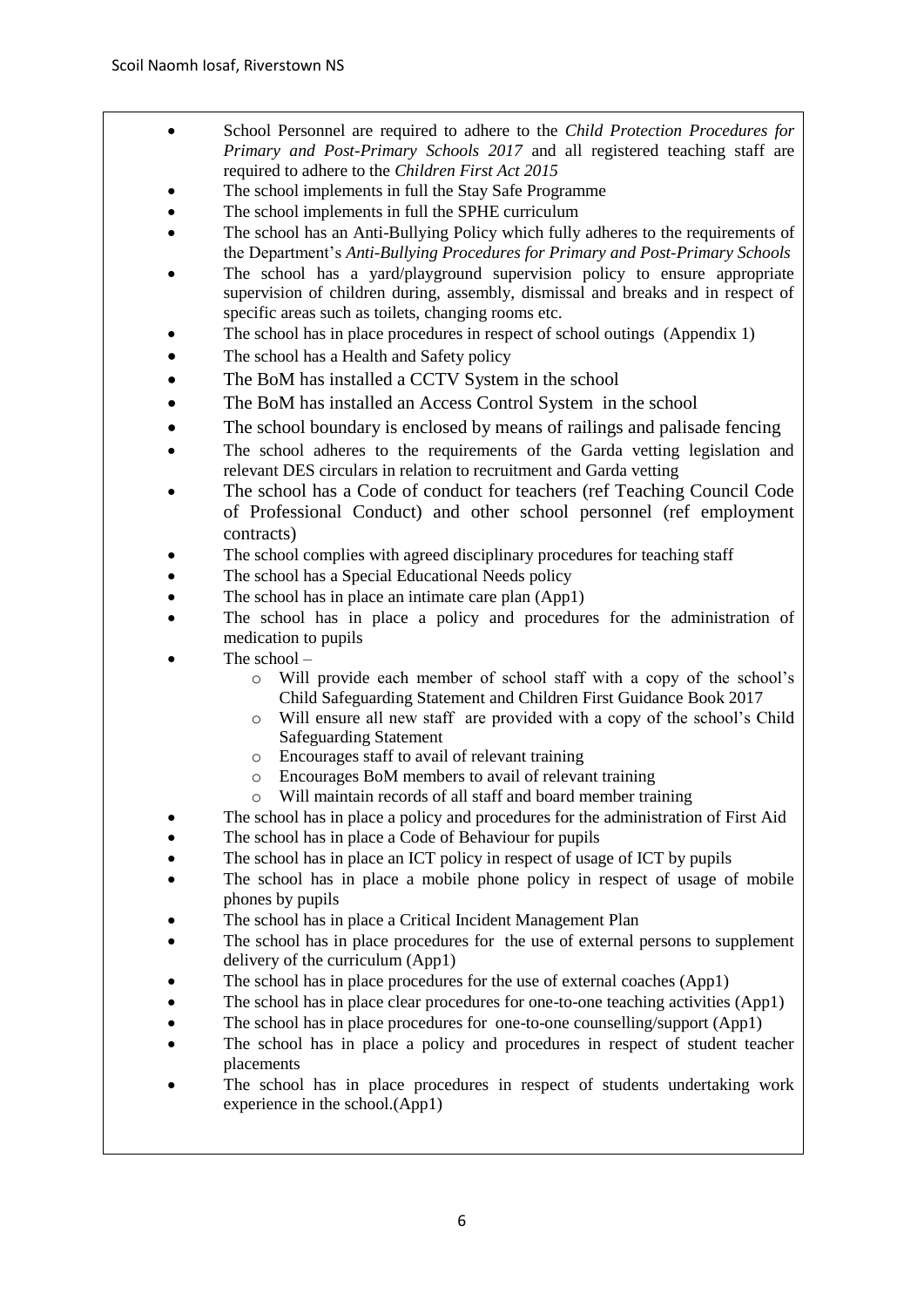- School Personnel are required to adhere to the *Child Protection Procedures for Primary and Post-Primary Schools 2017* and all registered teaching staff are required to adhere to the *Children First Act 2015*
- The school implements in full the Stay Safe Programme
- The school implements in full the SPHE curriculum
- The school has an Anti-Bullying Policy which fully adheres to the requirements of the Department's *Anti-Bullying Procedures for Primary and Post-Primary Schools*
- The school has a yard/playground supervision policy to ensure appropriate supervision of children during, assembly, dismissal and breaks and in respect of specific areas such as toilets, changing rooms etc.
- The school has in place procedures in respect of school outings (Appendix 1)
- The school has a Health and Safety policy
- The BoM has installed a CCTV System in the school
- The BoM has installed an Access Control System in the school
- The school boundary is enclosed by means of railings and palisade fencing
- The school adheres to the requirements of the Garda vetting legislation and relevant DES circulars in relation to recruitment and Garda vetting
- The school has a Code of conduct for teachers (ref Teaching Council Code of Professional Conduct) and other school personnel (ref employment contracts)
- The school complies with agreed disciplinary procedures for teaching staff
- The school has a Special Educational Needs policy
- The school has in place an intimate care plan (App1)
- The school has in place a policy and procedures for the administration of medication to pupils
- The school –
  - Will provide each member of school staff with a copy of the school's Child Safeguarding Statement and Children First Guidance Book 2017
  - Will ensure all new staff are provided with a copy of the school's Child Safeguarding Statement
  - Encourages staff to avail of relevant training
  - Encourages BoM members to avail of relevant training
  - Will maintain records of all staff and board member training
- The school has in place a policy and procedures for the administration of First Aid
- The school has in place a Code of Behaviour for pupils
- The school has in place an ICT policy in respect of usage of ICT by pupils
- The school has in place a mobile phone policy in respect of usage of mobile phones by pupils
- The school has in place a Critical Incident Management Plan
- The school has in place procedures for the use of external persons to supplement delivery of the curriculum (App1)
- The school has in place procedures for the use of external coaches (App1)
- The school has in place clear procedures for one-to-one teaching activities (App1)
- The school has in place procedures for one-to-one counselling/support (App1)
- The school has in place a policy and procedures in respect of student teacher placements
- The school has in place procedures in respect of students undertaking work experience in the school.(App1)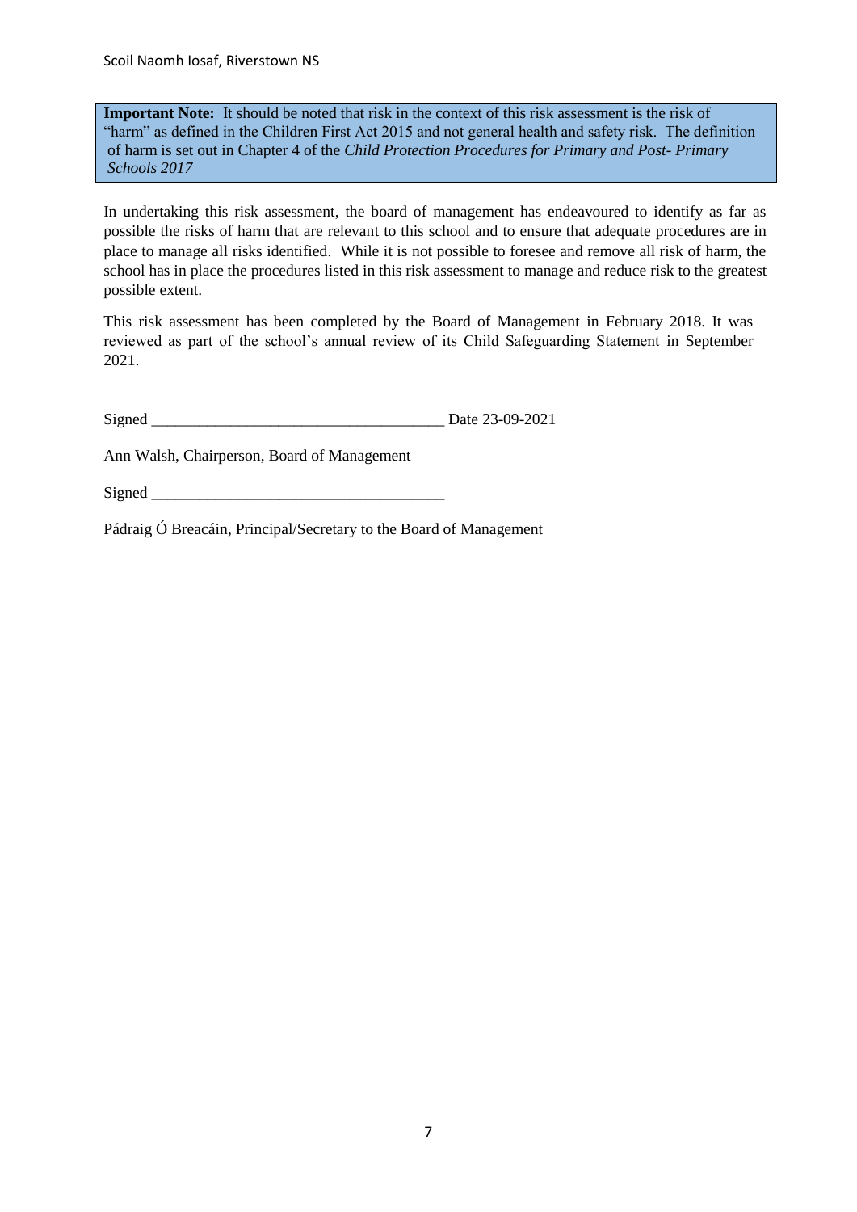**Important Note:** It should be noted that risk in the context of this risk assessment is the risk of "harm" as defined in the Children First Act 2015 and not general health and safety risk. The definition of harm is set out in Chapter 4 of the *Child Protection Procedures for Primary and Post- Primary Schools 2017*

In undertaking this risk assessment, the board of management has endeavoured to identify as far as possible the risks of harm that are relevant to this school and to ensure that adequate procedures are in place to manage all risks identified. While it is not possible to foresee and remove all risk of harm, the school has in place the procedures listed in this risk assessment to manage and reduce risk to the greatest possible extent.

This risk assessment has been completed by the Board of Management in February 2018. It was reviewed as part of the school's annual review of its Child Safeguarding Statement in September 2021.

Signed ____________________________________ Date 23-09-2021

Ann Walsh, Chairperson, Board of Management

Signed ____________________________________

Pádraig Ó Breacáin, Principal/Secretary to the Board of Management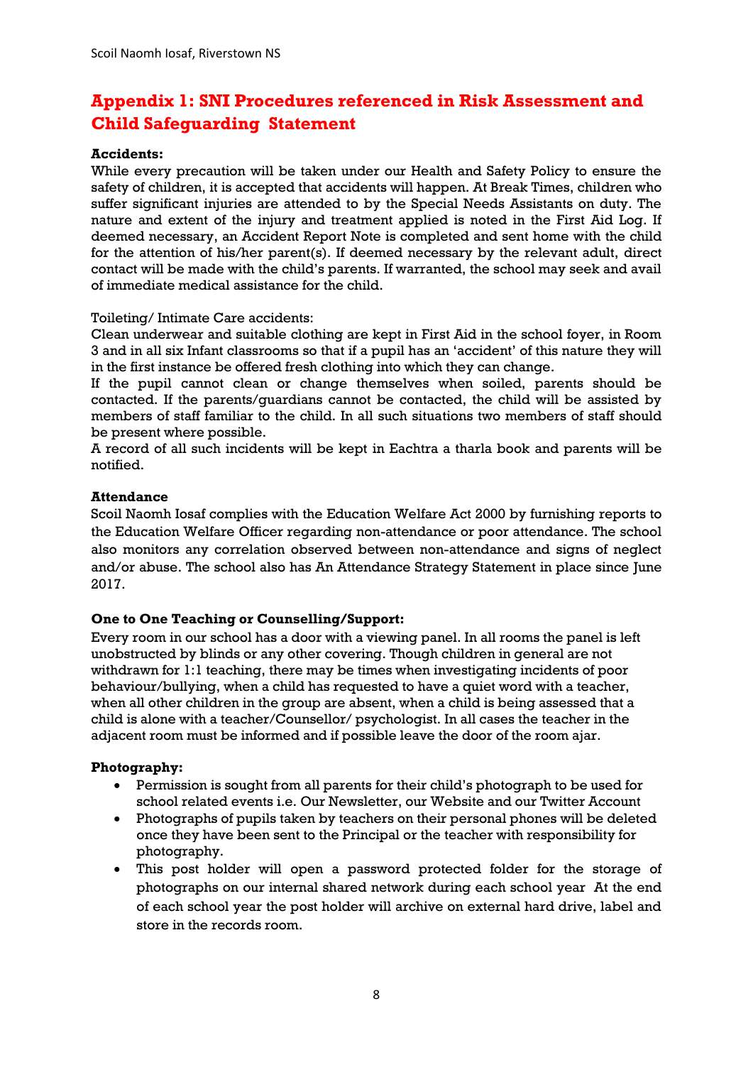## Appendix 1: SNI Procedures referenced in Risk Assessment and Child Safeguarding Statement

**Accidents:**

While every precaution will be taken under our Health and Safety Policy to ensure the safety of children, it is accepted that accidents will happen. At Break Times, children who suffer significant injuries are attended to by the Special Needs Assistants on duty. The nature and extent of the injury and treatment applied is noted in the First Aid Log. If deemed necessary, an Accident Report Note is completed and sent home with the child for the attention of his/her parent(s). If deemed necessary by the relevant adult, direct contact will be made with the child's parents. If warranted, the school may seek and avail of immediate medical assistance for the child.

Toileting/ Intimate Care accidents:

Clean underwear and suitable clothing are kept in First Aid in the school foyer, in Room 3 and in all six Infant classrooms so that if a pupil has an 'accident' of this nature they will in the first instance be offered fresh clothing into which they can change.

If the pupil cannot clean or change themselves when soiled, parents should be contacted. If the parents/guardians cannot be contacted, the child will be assisted by members of staff familiar to the child. In all such situations two members of staff should be present where possible.

A record of all such incidents will be kept in Eachtra a tharla book and parents will be notified.

**Attendance**

Scoil Naomh Iosaf complies with the Education Welfare Act 2000 by furnishing reports to the Education Welfare Officer regarding non-attendance or poor attendance. The school also monitors any correlation observed between non-attendance and signs of neglect and/or abuse. The school also has An Attendance Strategy Statement in place since June 2017.

**One to One Teaching or Counselling/Support:**

Every room in our school has a door with a viewing panel. In all rooms the panel is left unobstructed by blinds or any other covering. Though children in general are not withdrawn for 1:1 teaching, there may be times when investigating incidents of poor behaviour/bullying, when a child has requested to have a quiet word with a teacher, when all other children in the group are absent, when a child is being assessed that a child is alone with a teacher/Counsellor/ psychologist. In all cases the teacher in the adjacent room must be informed and if possible leave the door of the room ajar.

**Photography:**

- Permission is sought from all parents for their child's photograph to be used for school related events i.e. Our Newsletter, our Website and our Twitter Account
- Photographs of pupils taken by teachers on their personal phones will be deleted once they have been sent to the Principal or the teacher with responsibility for photography.
- This post holder will open a password protected folder for the storage of photographs on our internal shared network during each school year At the end of each school year the post holder will archive on external hard drive, label and store in the records room.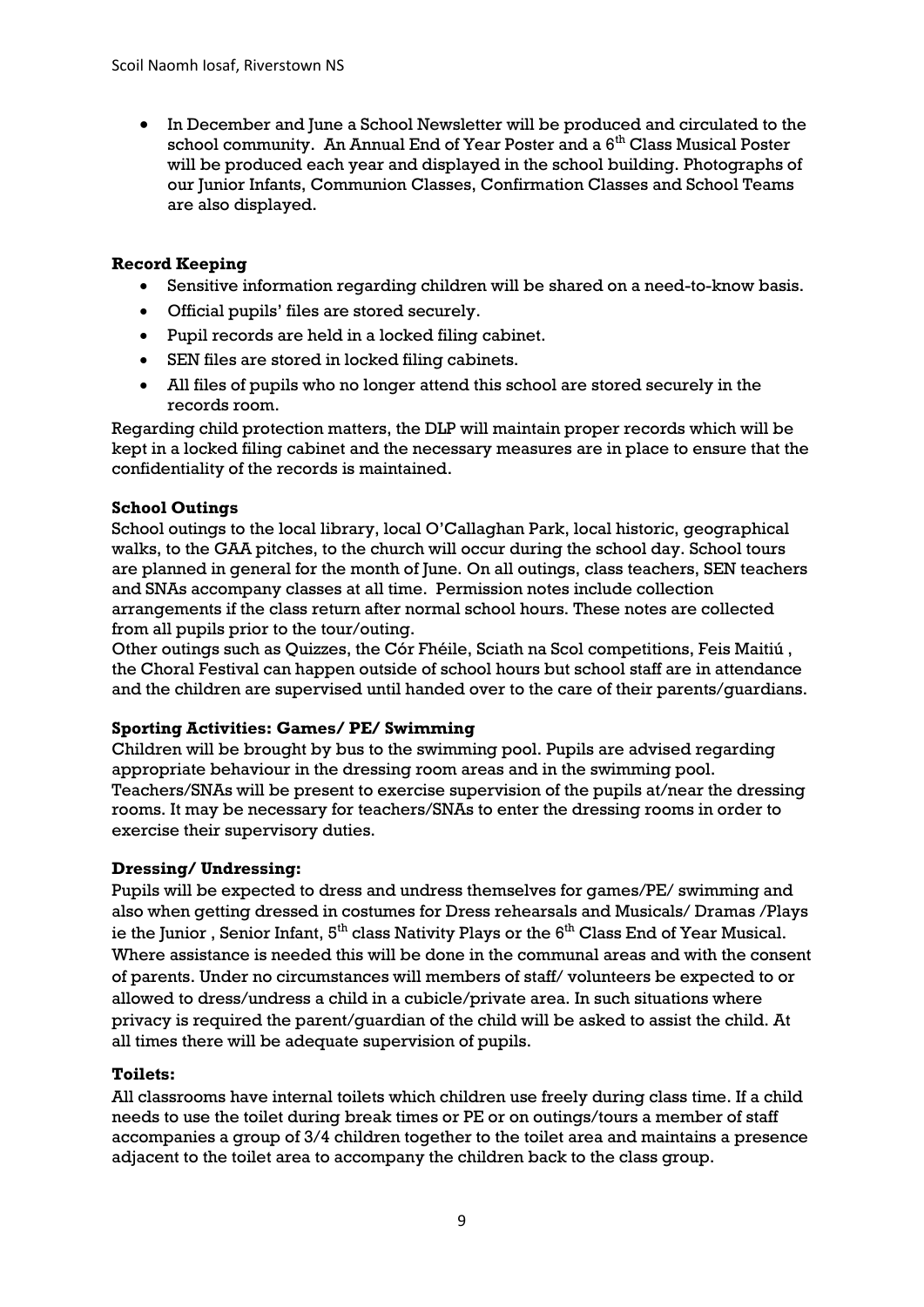- In December and June a School Newsletter will be produced and circulated to the school community. An Annual End of Year Poster and a 6th Class Musical Poster will be produced each year and displayed in the school building. Photographs of our Junior Infants, Communion Classes, Confirmation Classes and School Teams are also displayed.

**Record Keeping**

- Sensitive information regarding children will be shared on a need-to-know basis.
- Official pupils' files are stored securely.
- Pupil records are held in a locked filing cabinet.
- SEN files are stored in locked filing cabinets.
- All files of pupils who no longer attend this school are stored securely in the records room.

Regarding child protection matters, the DLP will maintain proper records which will be kept in a locked filing cabinet and the necessary measures are in place to ensure that the confidentiality of the records is maintained.

**School Outings**

School outings to the local library, local O'Callaghan Park, local historic, geographical walks, to the GAA pitches, to the church will occur during the school day. School tours are planned in general for the month of June. On all outings, class teachers, SEN teachers and SNAs accompany classes at all time. Permission notes include collection arrangements if the class return after normal school hours. These notes are collected from all pupils prior to the tour/outing.

Other outings such as Quizzes, the Cór Fhéile, Sciath na Scol competitions, Feis Maitiú , the Choral Festival can happen outside of school hours but school staff are in attendance and the children are supervised until handed over to the care of their parents/guardians.

**Sporting Activities: Games/ PE/ Swimming**

Children will be brought by bus to the swimming pool. Pupils are advised regarding appropriate behaviour in the dressing room areas and in the swimming pool. Teachers/SNAs will be present to exercise supervision of the pupils at/near the dressing rooms. It may be necessary for teachers/SNAs to enter the dressing rooms in order to exercise their supervisory duties.

**Dressing/ Undressing:**

Pupils will be expected to dress and undress themselves for games/PE/ swimming and also when getting dressed in costumes for Dress rehearsals and Musicals/ Dramas /Plays ie the Junior , Senior Infant, 5th class Nativity Plays or the 6th Class End of Year Musical. Where assistance is needed this will be done in the communal areas and with the consent of parents. Under no circumstances will members of staff/ volunteers be expected to or allowed to dress/undress a child in a cubicle/private area. In such situations where privacy is required the parent/guardian of the child will be asked to assist the child. At all times there will be adequate supervision of pupils.

**Toilets:**

All classrooms have internal toilets which children use freely during class time. If a child needs to use the toilet during break times or PE or on outings/tours a member of staff accompanies a group of 3/4 children together to the toilet area and maintains a presence adjacent to the toilet area to accompany the children back to the class group.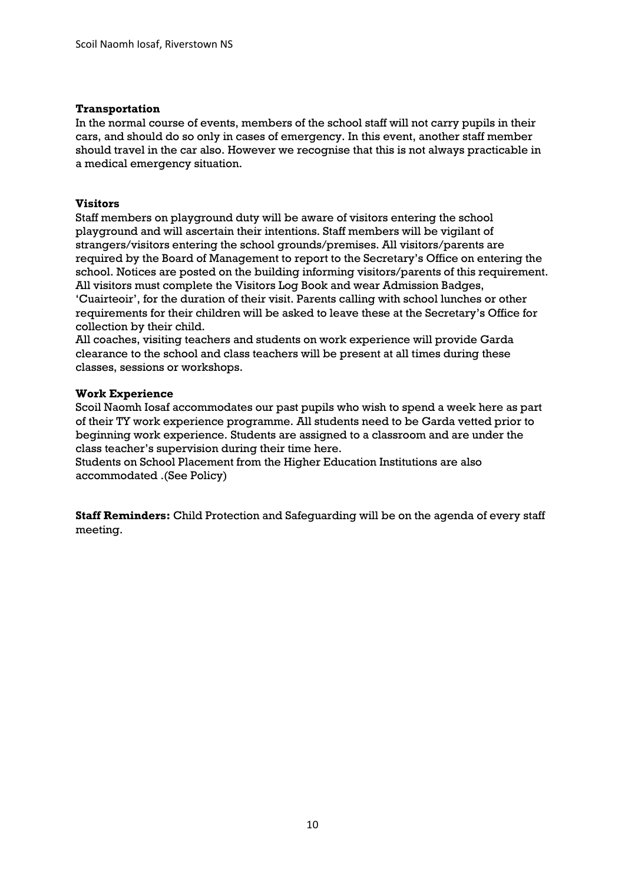**Transportation**

In the normal course of events, members of the school staff will not carry pupils in their cars, and should do so only in cases of emergency. In this event, another staff member should travel in the car also. However we recognise that this is not always practicable in a medical emergency situation.

**Visitors**

Staff members on playground duty will be aware of visitors entering the school playground and will ascertain their intentions. Staff members will be vigilant of strangers/visitors entering the school grounds/premises. All visitors/parents are required by the Board of Management to report to the Secretary's Office on entering the school. Notices are posted on the building informing visitors/parents of this requirement. All visitors must complete the Visitors Log Book and wear Admission Badges, 'Cuairteoir', for the duration of their visit. Parents calling with school lunches or other requirements for their children will be asked to leave these at the Secretary's Office for collection by their child.

All coaches, visiting teachers and students on work experience will provide Garda clearance to the school and class teachers will be present at all times during these classes, sessions or workshops.

**Work Experience**

Scoil Naomh Iosaf accommodates our past pupils who wish to spend a week here as part of their TY work experience programme. All students need to be Garda vetted prior to beginning work experience. Students are assigned to a classroom and are under the class teacher's supervision during their time here.

Students on School Placement from the Higher Education Institutions are also accommodated .(See Policy)

**Staff Reminders:** Child Protection and Safeguarding will be on the agenda of every staff meeting.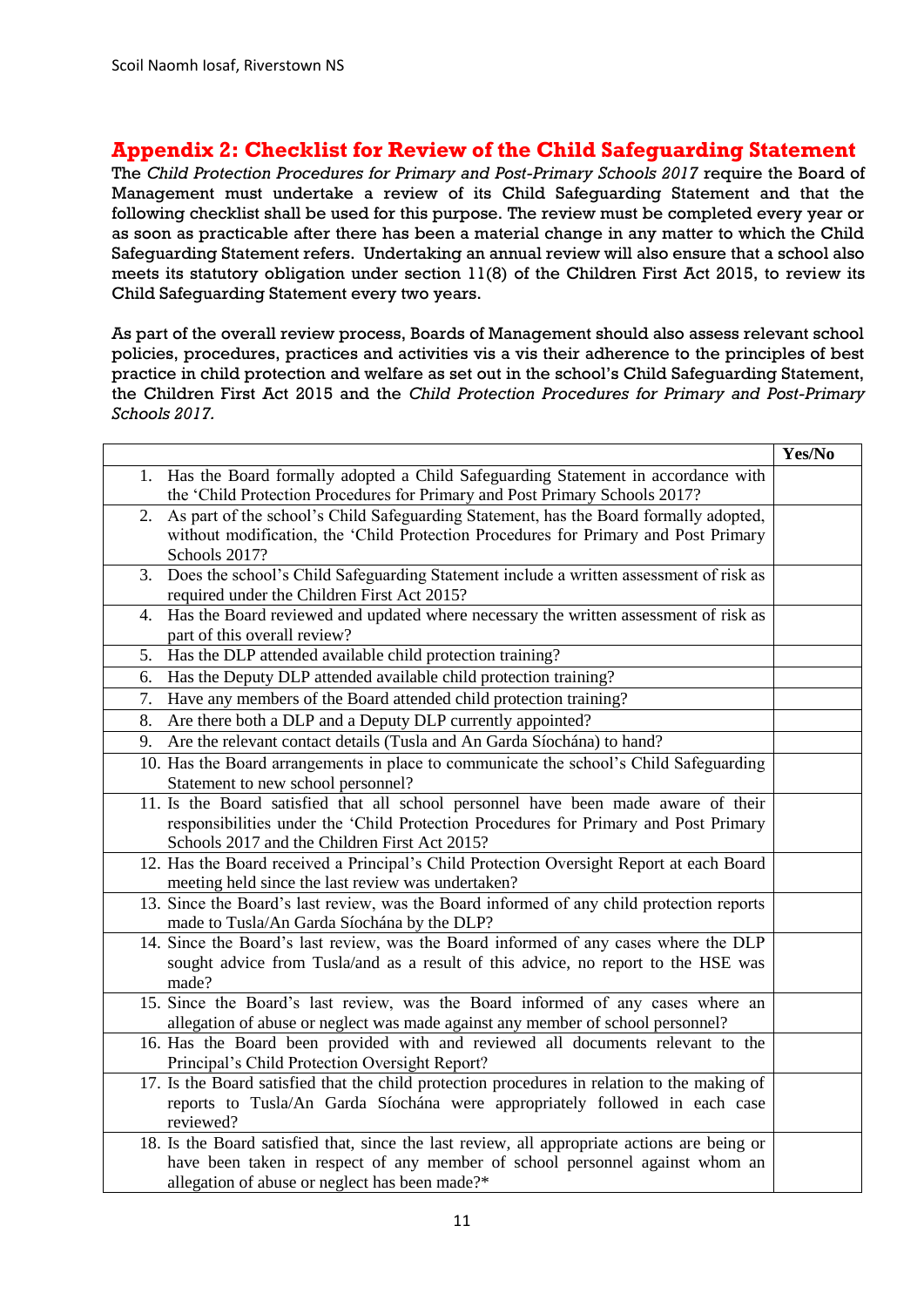## Appendix 2: Checklist for Review of the Child Safeguarding Statement

The *Child Protection Procedures for Primary and Post-Primary Schools 2017* require the Board of Management must undertake a review of its Child Safeguarding Statement and that the following checklist shall be used for this purpose. The review must be completed every year or as soon as practicable after there has been a material change in any matter to which the Child Safeguarding Statement refers. Undertaking an annual review will also ensure that a school also meets its statutory obligation under section 11(8) of the Children First Act 2015, to review its Child Safeguarding Statement every two years.

As part of the overall review process, Boards of Management should also assess relevant school policies, procedures, practices and activities vis a vis their adherence to the principles of best practice in child protection and welfare as set out in the school's Child Safeguarding Statement, the Children First Act 2015 and the *Child Protection Procedures for Primary and Post-Primary Schools 2017.*

| | Yes/No |
|---|---|
| 1. Has the Board formally adopted a Child Safeguarding Statement in accordance with the 'Child Protection Procedures for Primary and Post Primary Schools 2017? | |
| 2. As part of the school's Child Safeguarding Statement, has the Board formally adopted, without modification, the 'Child Protection Procedures for Primary and Post Primary Schools 2017? | |
| 3. Does the school's Child Safeguarding Statement include a written assessment of risk as required under the Children First Act 2015? | |
| 4. Has the Board reviewed and updated where necessary the written assessment of risk as part of this overall review? | |
| 5. Has the DLP attended available child protection training? | |
| 6. Has the Deputy DLP attended available child protection training? | |
| 7. Have any members of the Board attended child protection training? | |
| 8. Are there both a DLP and a Deputy DLP currently appointed? | |
| 9. Are the relevant contact details (Tusla and An Garda Síochána) to hand? | |
| 10. Has the Board arrangements in place to communicate the school's Child Safeguarding Statement to new school personnel? | |
| 11. Is the Board satisfied that all school personnel have been made aware of their responsibilities under the 'Child Protection Procedures for Primary and Post Primary Schools 2017 and the Children First Act 2015? | |
| 12. Has the Board received a Principal's Child Protection Oversight Report at each Board meeting held since the last review was undertaken? | |
| 13. Since the Board's last review, was the Board informed of any child protection reports made to Tusla/An Garda Síochána by the DLP? | |
| 14. Since the Board's last review, was the Board informed of any cases where the DLP sought advice from Tusla/and as a result of this advice, no report to the HSE was made? | |
| 15. Since the Board's last review, was the Board informed of any cases where an allegation of abuse or neglect was made against any member of school personnel? | |
| 16. Has the Board been provided with and reviewed all documents relevant to the Principal's Child Protection Oversight Report? | |
| 17. Is the Board satisfied that the child protection procedures in relation to the making of reports to Tusla/An Garda Síochána were appropriately followed in each case reviewed? | |
| 18. Is the Board satisfied that, since the last review, all appropriate actions are being or have been taken in respect of any member of school personnel against whom an allegation of abuse or neglect has been made?* | |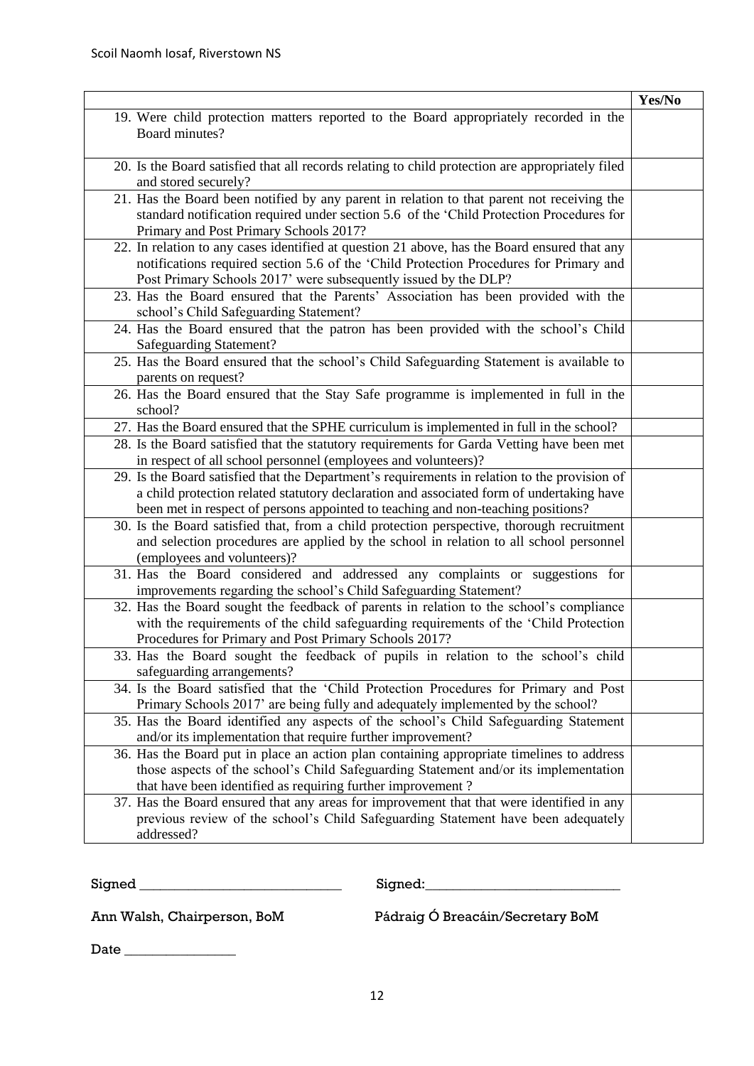| | Yes/No |
|---|---|
| 19. Were child protection matters reported to the Board appropriately recorded in the Board minutes? | |
| 20. Is the Board satisfied that all records relating to child protection are appropriately filed and stored securely? | |
| 21. Has the Board been notified by any parent in relation to that parent not receiving the standard notification required under section 5.6 of the 'Child Protection Procedures for Primary and Post Primary Schools 2017? | |
| 22. In relation to any cases identified at question 21 above, has the Board ensured that any notifications required section 5.6 of the 'Child Protection Procedures for Primary and Post Primary Schools 2017' were subsequently issued by the DLP? | |
| 23. Has the Board ensured that the Parents' Association has been provided with the school's Child Safeguarding Statement? | |
| 24. Has the Board ensured that the patron has been provided with the school's Child Safeguarding Statement? | |
| 25. Has the Board ensured that the school's Child Safeguarding Statement is available to parents on request? | |
| 26. Has the Board ensured that the Stay Safe programme is implemented in full in the school? | |
| 27. Has the Board ensured that the SPHE curriculum is implemented in full in the school? | |
| 28. Is the Board satisfied that the statutory requirements for Garda Vetting have been met in respect of all school personnel (employees and volunteers)? | |
| 29. Is the Board satisfied that the Department's requirements in relation to the provision of a child protection related statutory declaration and associated form of undertaking have been met in respect of persons appointed to teaching and non-teaching positions? | |
| 30. Is the Board satisfied that, from a child protection perspective, thorough recruitment and selection procedures are applied by the school in relation to all school personnel (employees and volunteers)? | |
| 31. Has the Board considered and addressed any complaints or suggestions for improvements regarding the school's Child Safeguarding Statement? | |
| 32. Has the Board sought the feedback of parents in relation to the school's compliance with the requirements of the child safeguarding requirements of the 'Child Protection Procedures for Primary and Post Primary Schools 2017? | |
| 33. Has the Board sought the feedback of pupils in relation to the school's child safeguarding arrangements? | |
| 34. Is the Board satisfied that the 'Child Protection Procedures for Primary and Post Primary Schools 2017' are being fully and adequately implemented by the school? | |
| 35. Has the Board identified any aspects of the school's Child Safeguarding Statement and/or its implementation that require further improvement? | |
| 36. Has the Board put in place an action plan containing appropriate timelines to address those aspects of the school's Child Safeguarding Statement and/or its implementation that have been identified as requiring further improvement ? | |
| 37. Has the Board ensured that any areas for improvement that that were identified in any previous review of the school's Child Safeguarding Statement have been adequately addressed? | |

Signed ____________________________ Signed:___________________________

Ann Walsh, Chairperson, BoM Pádraig Ó Breacáin/Secretary BoM

Date _______________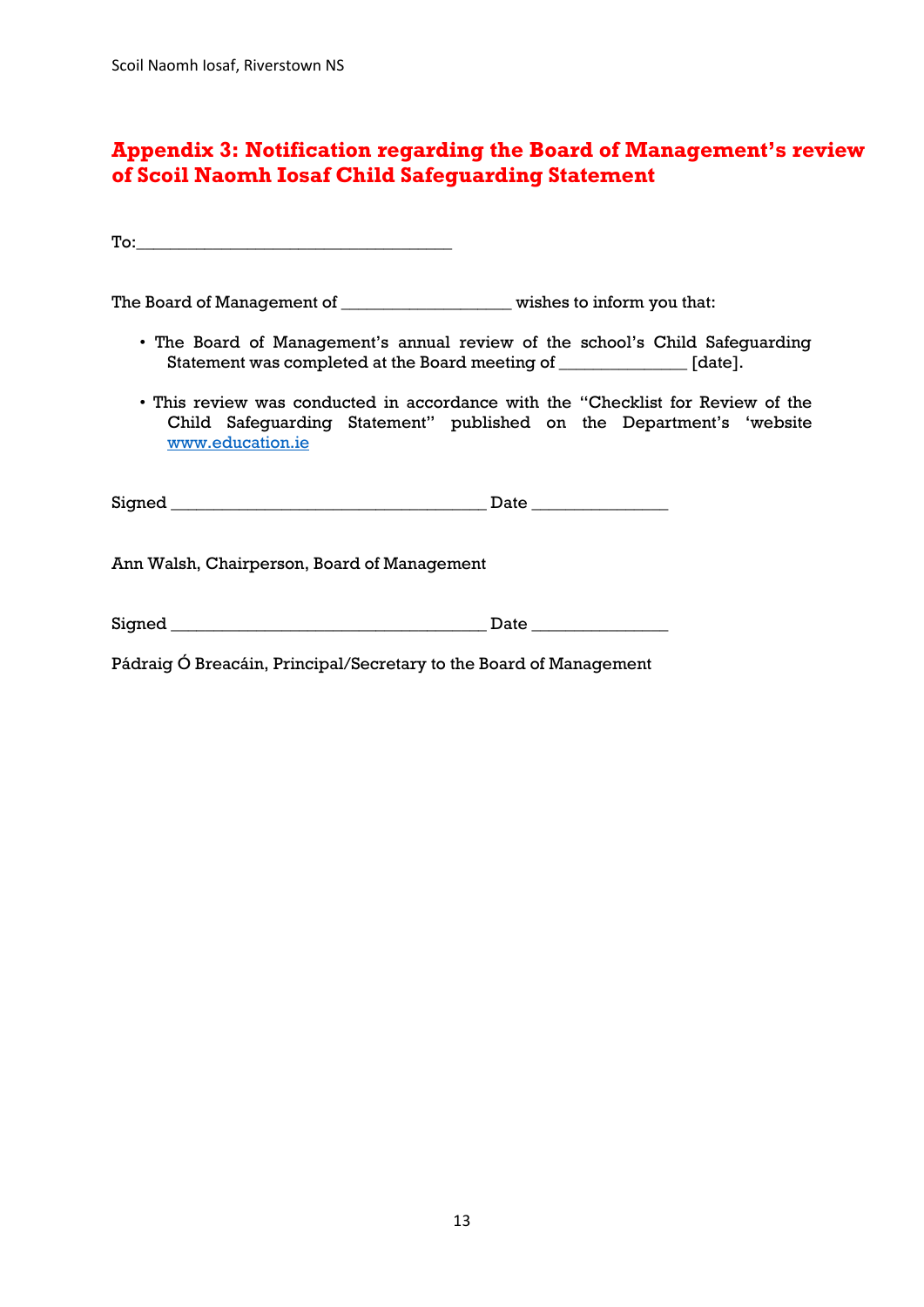# Appendix 3: Notification regarding the Board of Management's review of Scoil Naomh Iosaf Child Safeguarding Statement

To:___________________________________

The Board of Management of ___________________ wishes to inform you that:

- The Board of Management's annual review of the school's Child Safeguarding Statement was completed at the Board meeting of ______________ [date].
- This review was conducted in accordance with the "Checklist for Review of the Child Safeguarding Statement" published on the Department's 'website www.education.ie

Signed ___________________________________ Date _______________

Ann Walsh, Chairperson, Board of Management

Signed ___________________________________ Date _______________

Pádraig Ó Breacáin, Principal/Secretary to the Board of Management